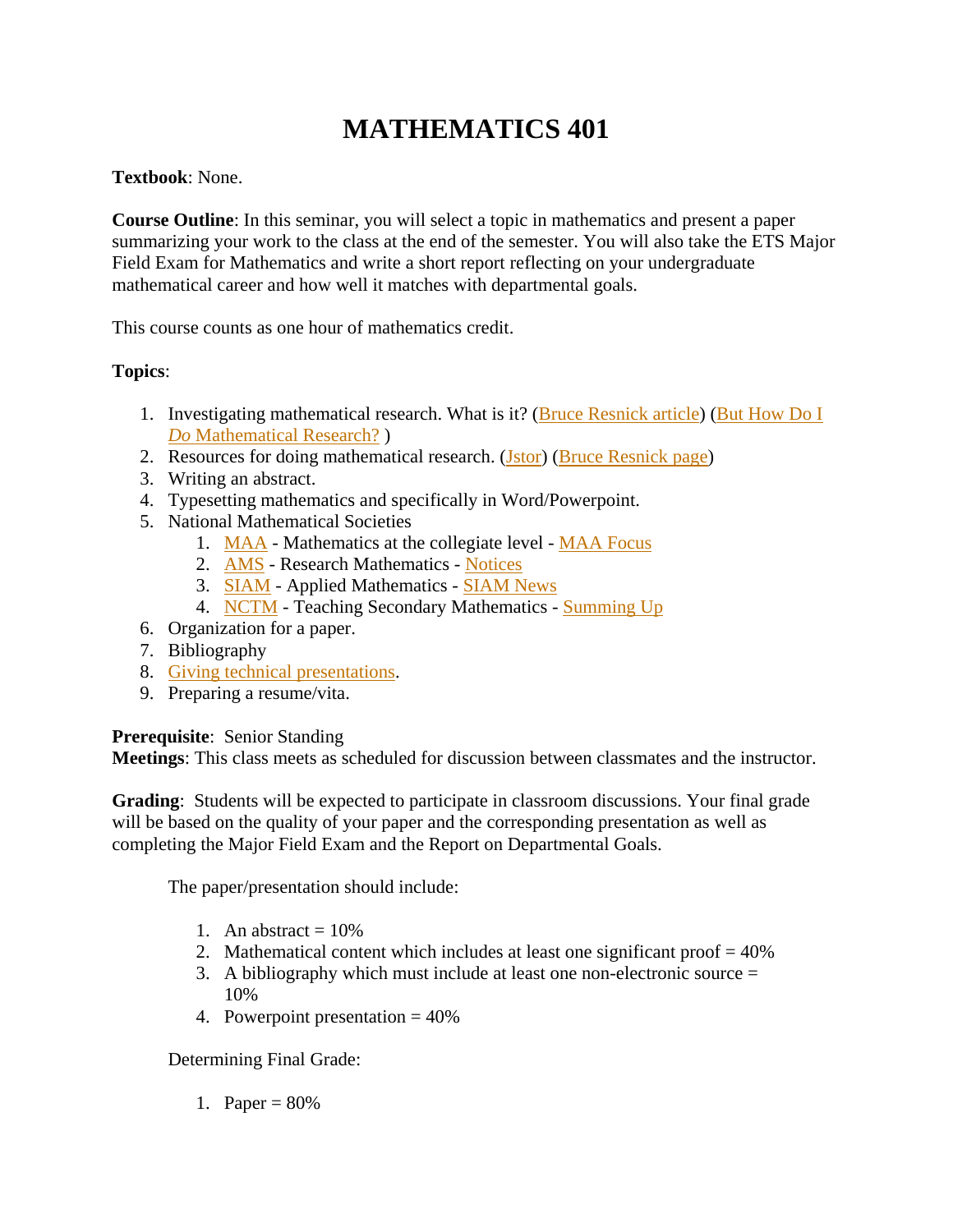# MATHEMATICS 401

**Textbook**: None.

**Course Outline**: In this seminar, you will select a topic in mathematics and present a paper summarizing your work to the class at the end of the semester. You will also take the ETS Major Field Exam for Mathematics and write a short report reflecting on your undergraduate mathematical career and how well it matches with departmental goals.

This course counts as one hour of mathematics credit.

**Topics**:

1. Investigating mathematical research. What is it? (Bruce Resnick article) (But How Do I *Do* Mathematical Research? )
2. Resources for doing mathematical research. (Jstor) (Bruce Resnick page)
3. Writing an abstract.
4. Typesetting mathematics and specifically in Word/Powerpoint.
5. National Mathematical Societies
   1. MAA - Mathematics at the collegiate level - MAA Focus
   2. AMS - Research Mathematics - Notices
   3. SIAM - Applied Mathematics - SIAM News
   4. NCTM - Teaching Secondary Mathematics - Summing Up
6. Organization for a paper.
7. Bibliography
8. Giving technical presentations.
9. Preparing a resume/vita.

**Prerequisite**: Senior Standing
**Meetings**: This class meets as scheduled for discussion between classmates and the instructor.

**Grading**: Students will be expected to participate in classroom discussions. Your final grade will be based on the quality of your paper and the corresponding presentation as well as completing the Major Field Exam and the Report on Departmental Goals.

The paper/presentation should include:

1. An abstract = 10%
2. Mathematical content which includes at least one significant proof = 40%
3. A bibliography which must include at least one non-electronic source = 10%
4. Powerpoint presentation = 40%

Determining Final Grade:

1. Paper = 80%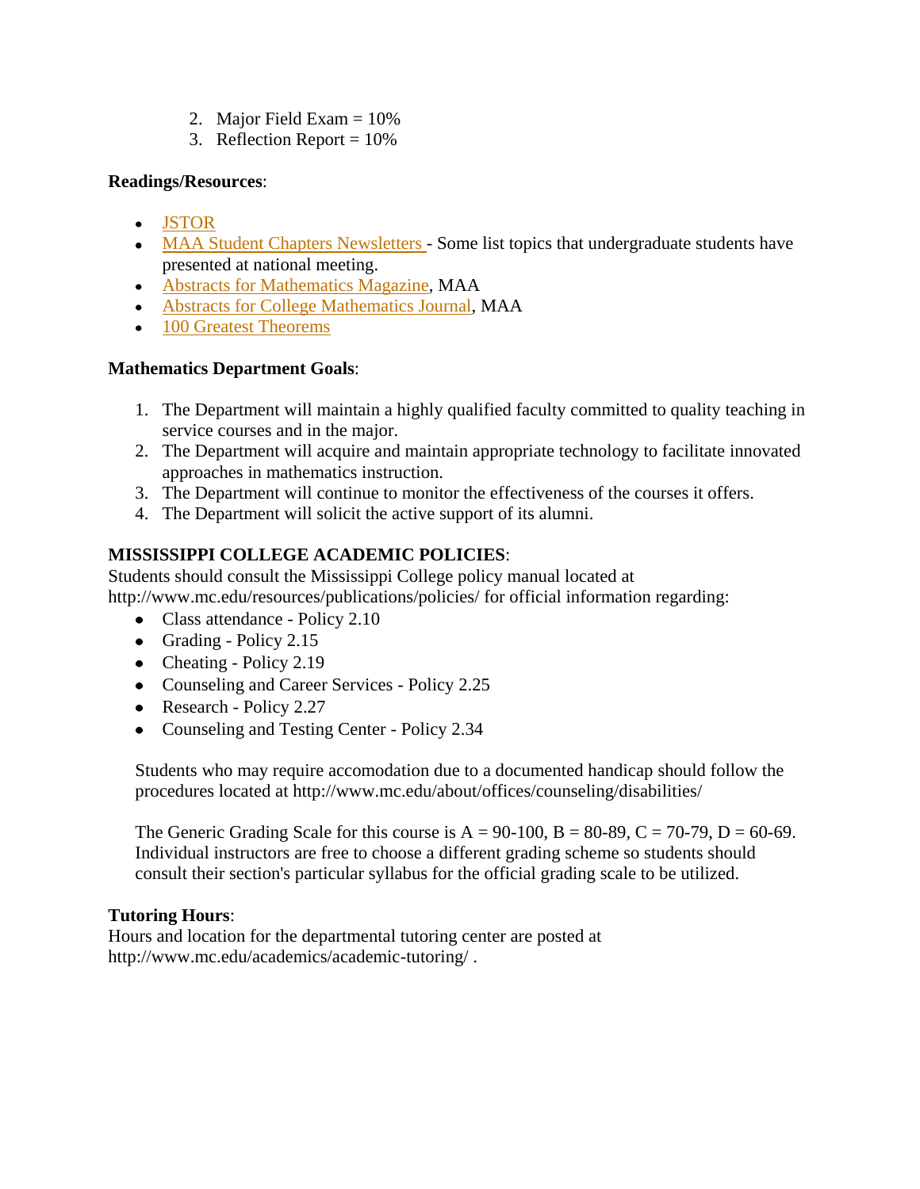2. Major Field Exam = 10%
3. Reflection Report = 10%

**Readings/Resources**:

- JSTOR
- MAA Student Chapters Newsletters - Some list topics that undergraduate students have presented at national meeting.
- Abstracts for Mathematics Magazine, MAA
- Abstracts for College Mathematics Journal, MAA
- 100 Greatest Theorems

**Mathematics Department Goals**:

1. The Department will maintain a highly qualified faculty committed to quality teaching in service courses and in the major.
2. The Department will acquire and maintain appropriate technology to facilitate innovated approaches in mathematics instruction.
3. The Department will continue to monitor the effectiveness of the courses it offers.
4. The Department will solicit the active support of its alumni.

**MISSISSIPPI COLLEGE ACADEMIC POLICIES**:
Students should consult the Mississippi College policy manual located at http://www.mc.edu/resources/publications/policies/ for official information regarding:

- Class attendance - Policy 2.10
- Grading - Policy 2.15
- Cheating - Policy 2.19
- Counseling and Career Services - Policy 2.25
- Research - Policy 2.27
- Counseling and Testing Center - Policy 2.34

Students who may require accomodation due to a documented handicap should follow the procedures located at http://www.mc.edu/about/offices/counseling/disabilities/

The Generic Grading Scale for this course is A = 90-100, B = 80-89, C = 70-79, D = 60-69. Individual instructors are free to choose a different grading scheme so students should consult their section's particular syllabus for the official grading scale to be utilized.

**Tutoring Hours**:
Hours and location for the departmental tutoring center are posted at http://www.mc.edu/academics/academic-tutoring/ .